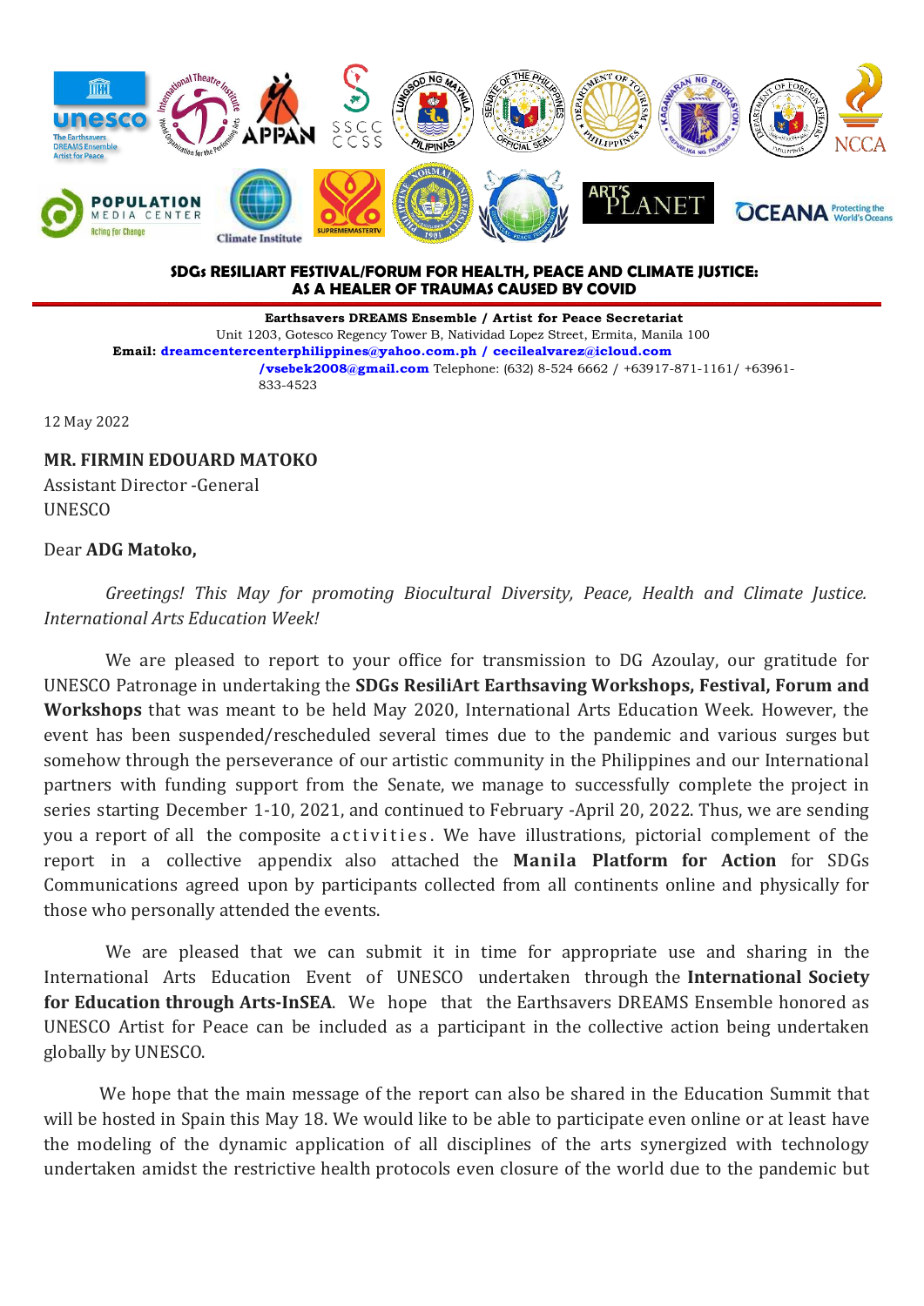**SDGs RESILIART FESTIVAL/FORUM FOR HEALTH, PEACE AND CLIMATE JUSTICE: AS A HEALER OF TRAUMAS CAUSED BY COVID**

**Earthsavers DREAMS Ensemble / Artist for Peace Secretariat**
Unit 1203, Gotesco Regency Tower B, Natividad Lopez Street, Ermita, Manila 100
**Email: dreamcentercenterphilippines@yahoo.com.ph / cecilealvarez@icloud.com /vsebek2008@gmail.com** Telephone: (632) 8-524 6662 / +63917-871-1161/ +63961-833-4523

12 May 2022

**MR. FIRMIN EDOUARD MATOKO**
Assistant Director -General
UNESCO

Dear **ADG Matoko,**

*Greetings! This May for promoting Biocultural Diversity, Peace, Health and Climate Justice. International Arts Education Week!*

We are pleased to report to your office for transmission to DG Azoulay, our gratitude for UNESCO Patronage in undertaking the **SDGs ResiliArt Earthsaving Workshops, Festival, Forum and Workshops** that was meant to be held May 2020, International Arts Education Week. However, the event has been suspended/rescheduled several times due to the pandemic and various surges but somehow through the perseverance of our artistic community in the Philippines and our International partners with funding support from the Senate, we manage to successfully complete the project in series starting December 1-10, 2021, and continued to February -April 20, 2022. Thus, we are sending you a report of all the composite activities. We have illustrations, pictorial complement of the report in a collective appendix also attached the **Manila Platform for Action** for SDGs Communications agreed upon by participants collected from all continents online and physically for those who personally attended the events.

We are pleased that we can submit it in time for appropriate use and sharing in the International Arts Education Event of UNESCO undertaken through the **International Society for Education through Arts-InSEA**. We hope that the Earthsavers DREAMS Ensemble honored as UNESCO Artist for Peace can be included as a participant in the collective action being undertaken globally by UNESCO.

We hope that the main message of the report can also be shared in the Education Summit that will be hosted in Spain this May 18. We would like to be able to participate even online or at least have the modeling of the dynamic application of all disciplines of the arts synergized with technology undertaken amidst the restrictive health protocols even closure of the world due to the pandemic but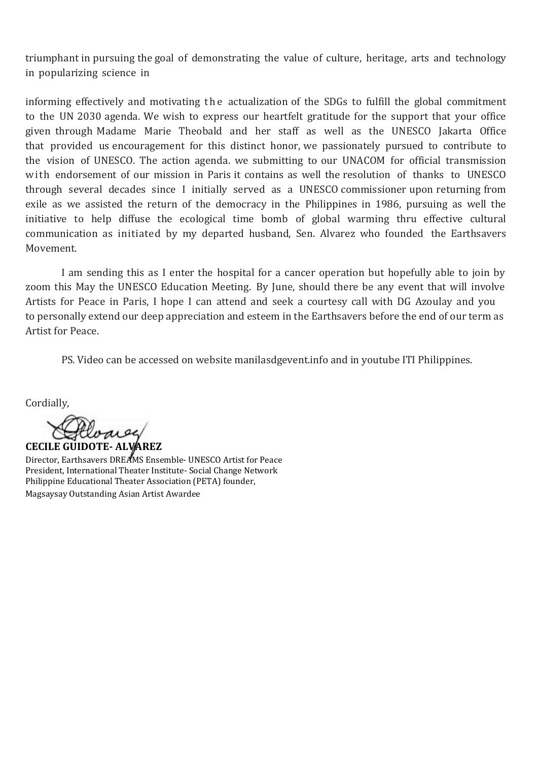triumphant in pursuing the goal of demonstrating the value of culture, heritage, arts and technology in popularizing science in

informing effectively and motivating the actualization of the SDGs to fulfill the global commitment to the UN 2030 agenda. We wish to express our heartfelt gratitude for the support that your office given through Madame Marie Theobald and her staff as well as the UNESCO Jakarta Office that provided us encouragement for this distinct honor, we passionately pursued to contribute to the vision of UNESCO. The action agenda. we submitting to our UNACOM for official transmission with endorsement of our mission in Paris it contains as well the resolution of thanks to UNESCO through several decades since I initially served as a UNESCO commissioner upon returning from exile as we assisted the return of the democracy in the Philippines in 1986, pursuing as well the initiative to help diffuse the ecological time bomb of global warming thru effective cultural communication as initiated by my departed husband, Sen. Alvarez who founded the Earthsavers Movement.

I am sending this as I enter the hospital for a cancer operation but hopefully able to join by zoom this May the UNESCO Education Meeting. By June, should there be any event that will involve Artists for Peace in Paris, I hope I can attend and seek a courtesy call with DG Azoulay and you to personally extend our deep appreciation and esteem in the Earthsavers before the end of our term as Artist for Peace.

PS. Video can be accessed on website manilasdgevent.info and in youtube ITI Philippines.

Cordially,

**CECILE GUIDOTE- ALVAREZ**
Director, Earthsavers DREAMS Ensemble- UNESCO Artist for Peace
President, International Theater Institute- Social Change Network
Philippine Educational Theater Association (PETA) founder,
Magsaysay Outstanding Asian Artist Awardee